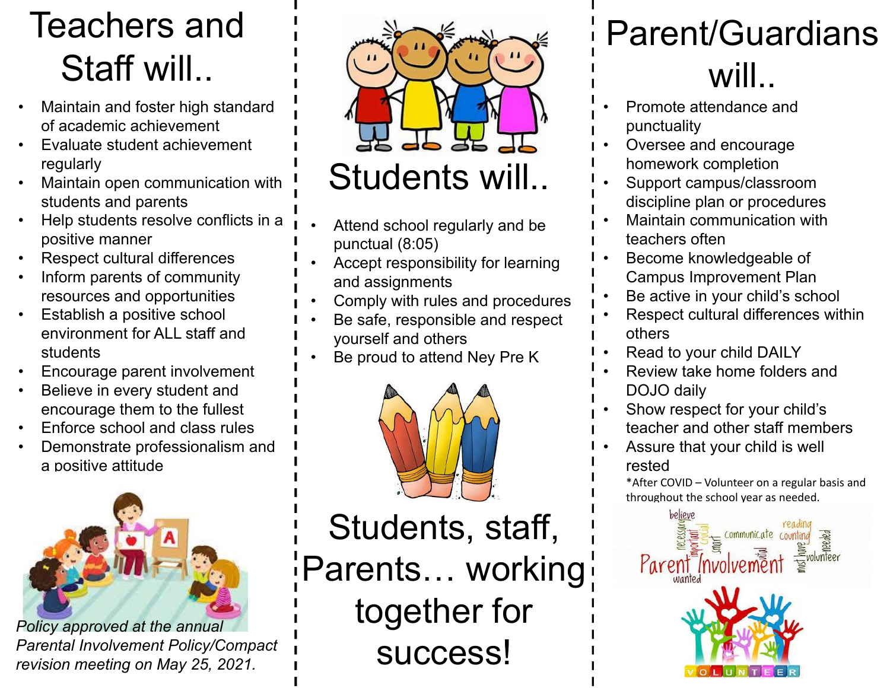# Teachers and Staff will..

- Maintain and foster high standard of academic achievement
- Evaluate student achievement regularly
- Maintain open communication with students and parents
- Help students resolve conflicts in a positive manner
- Respect cultural differences
- Inform parents of community resources and opportunities
- Establish a positive school environment for ALL staff and students
- Encourage parent involvement
- Believe in every student and encourage them to the fullest
- Enforce school and class rules
- Demonstrate professionalism and a positive attitude

*Policy approved at the annual Parental Involvement Policy/Compact revision meeting on May 25, 2021.*

# Students will..

- Attend school regularly and be punctual (8:05)
- Accept responsibility for learning and assignments
- Comply with rules and procedures
- Be safe, responsible and respect yourself and others
- Be proud to attend Ney Pre K

## Students, staff, Parents… working together for success!

# Parent/Guardians will..

- Promote attendance and punctuality
- Oversee and encourage homework completion
- Support campus/classroom discipline plan or procedures
- Maintain communication with teachers often
- Become knowledgeable of Campus Improvement Plan
- Be active in your child's school
- Respect cultural differences within others
- Read to your child DAILY
- Review take home folders and DOJO daily
- Show respect for your child's teacher and other staff members
- Assure that your child is well rested

*After COVID – Volunteer on a regular basis and throughout the school year as needed.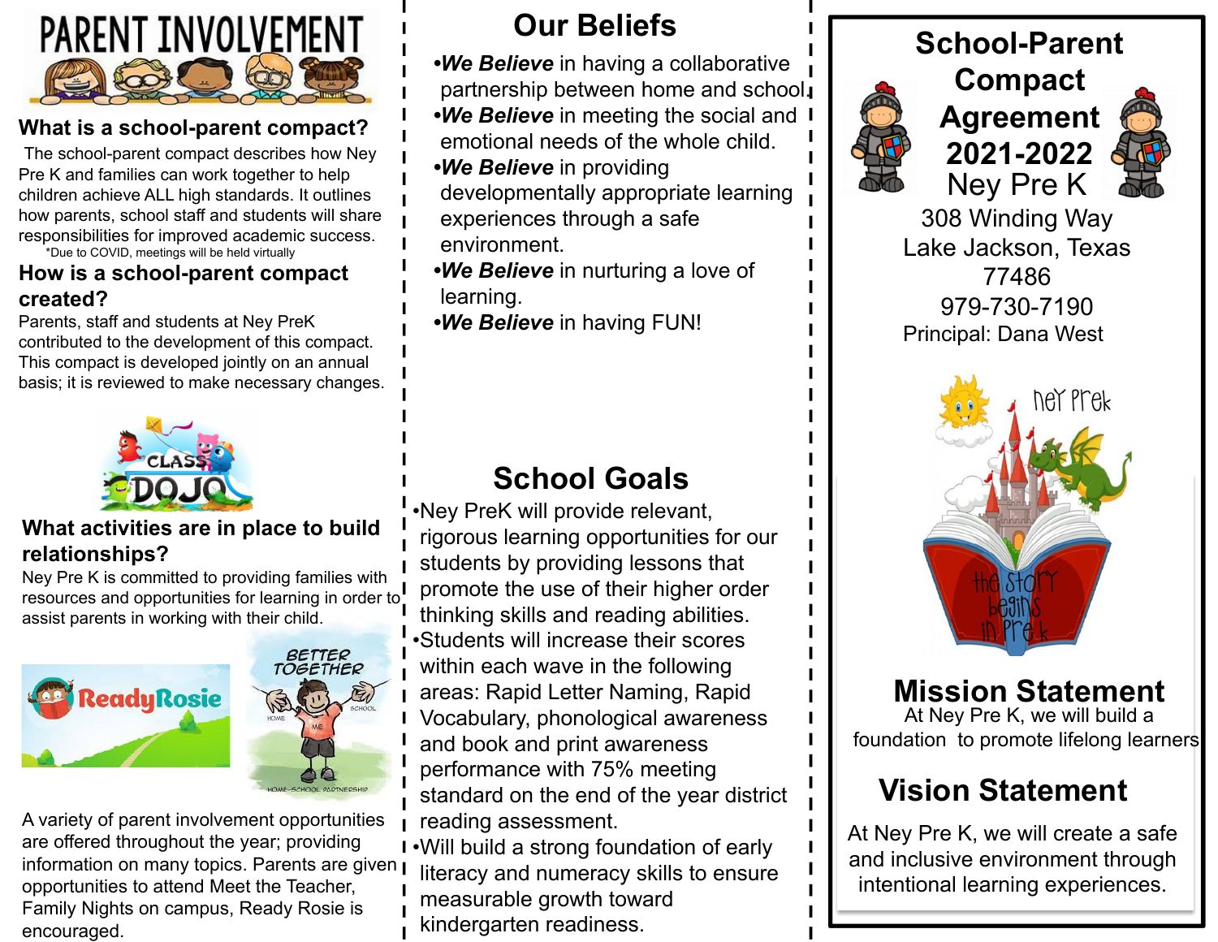# PARENT INVOLVEMENT

## What is a school-parent compact?

The school-parent compact describes how Ney Pre K and families can work together to help children achieve ALL high standards. It outlines how parents, school staff and students will share responsibilities for improved academic success.

*Due to COVID, meetings will be held virtually

## How is a school-parent compact created?

Parents, staff and students at Ney PreK contributed to the development of this compact. This compact is developed jointly on an annual basis; it is reviewed to make necessary changes.

## What activities are in place to build relationships?

Ney Pre K is committed to providing families with resources and opportunities for learning in order to assist parents in working with their child.

A variety of parent involvement opportunities are offered throughout the year; providing information on many topics. Parents are given opportunities to attend Meet the Teacher, Family Nights on campus, Ready Rosie is encouraged.

# Our Beliefs

- ***We Believe*** in having a collaborative partnership between home and school.
- ***We Believe*** in meeting the social and emotional needs of the whole child.
- ***We Believe*** in providing developmentally appropriate learning experiences through a safe environment.
- ***We Believe*** in nurturing a love of learning.
- ***We Believe*** in having FUN!

# School Goals

- Ney PreK will provide relevant, rigorous learning opportunities for our students by providing lessons that promote the use of their higher order thinking skills and reading abilities.
- Students will increase their scores within each wave in the following areas: Rapid Letter Naming, Rapid Vocabulary, phonological awareness and book and print awareness performance with 75% meeting standard on the end of the year district reading assessment.
- Will build a strong foundation of early literacy and numeracy skills to ensure measurable growth toward kindergarten readiness.

# School-Parent Compact Agreement 2021-2022

Ney Pre K
308 Winding Way
Lake Jackson, Texas
77486
979-730-7190
Principal: Dana West

## Mission Statement

At Ney Pre K, we will build a foundation to promote lifelong learners

## Vision Statement

At Ney Pre K, we will create a safe and inclusive environment through intentional learning experiences.